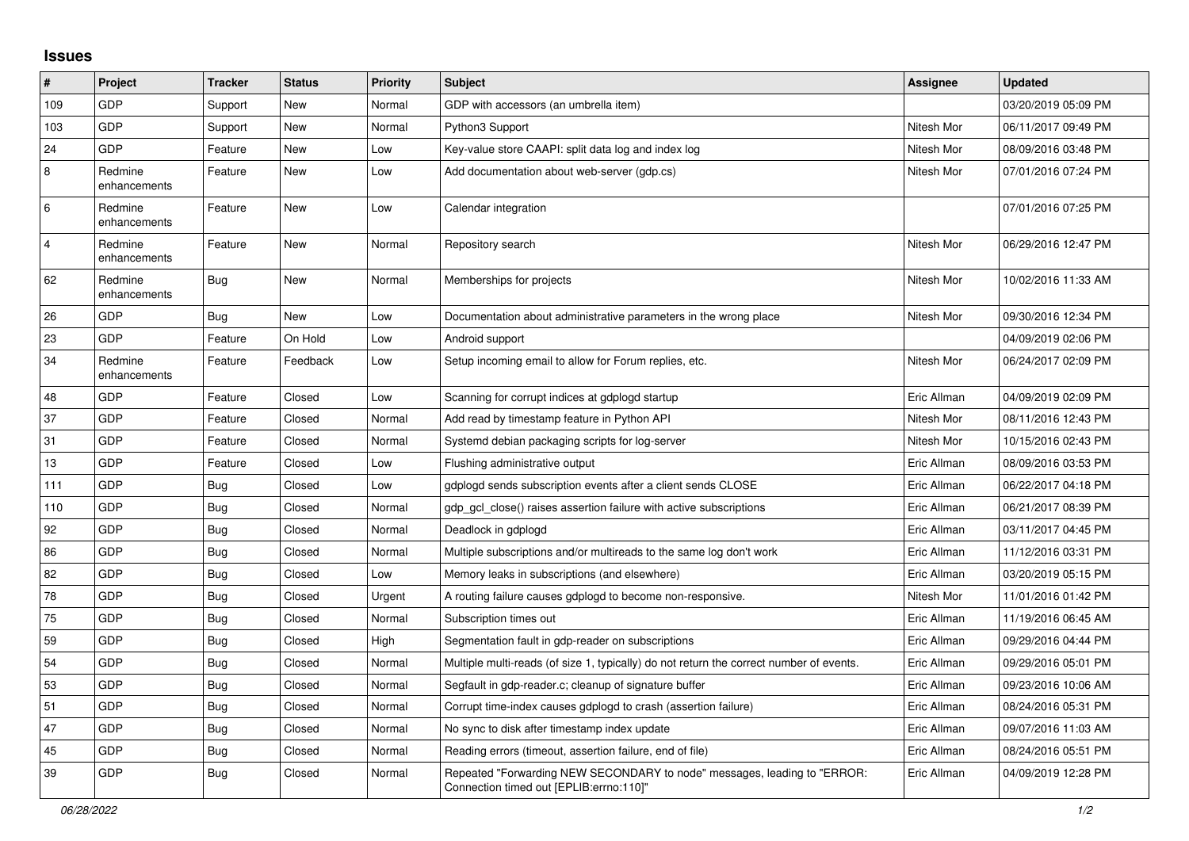## Issues

| # | Project | Tracker | Status | Priority | Subject | Assignee | Updated |
|---|---|---|---|---|---|---|---|
| 109 | GDP | Support | New | Normal | GDP with accessors (an umbrella item) | | 03/20/2019 05:09 PM |
| 103 | GDP | Support | New | Normal | Python3 Support | Nitesh Mor | 06/11/2017 09:49 PM |
| 24 | GDP | Feature | New | Low | Key-value store CAAPI: split data log and index log | Nitesh Mor | 08/09/2016 03:48 PM |
| 8 | Redmine enhancements | Feature | New | Low | Add documentation about web-server (gdp.cs) | Nitesh Mor | 07/01/2016 07:24 PM |
| 6 | Redmine enhancements | Feature | New | Low | Calendar integration | | 07/01/2016 07:25 PM |
| 4 | Redmine enhancements | Feature | New | Normal | Repository search | Nitesh Mor | 06/29/2016 12:47 PM |
| 62 | Redmine enhancements | Bug | New | Normal | Memberships for projects | Nitesh Mor | 10/02/2016 11:33 AM |
| 26 | GDP | Bug | New | Low | Documentation about administrative parameters in the wrong place | Nitesh Mor | 09/30/2016 12:34 PM |
| 23 | GDP | Feature | On Hold | Low | Android support | | 04/09/2019 02:06 PM |
| 34 | Redmine enhancements | Feature | Feedback | Low | Setup incoming email to allow for Forum replies, etc. | Nitesh Mor | 06/24/2017 02:09 PM |
| 48 | GDP | Feature | Closed | Low | Scanning for corrupt indices at gdplogd startup | Eric Allman | 04/09/2019 02:09 PM |
| 37 | GDP | Feature | Closed | Normal | Add read by timestamp feature in Python API | Nitesh Mor | 08/11/2016 12:43 PM |
| 31 | GDP | Feature | Closed | Normal | Systemd debian packaging scripts for log-server | Nitesh Mor | 10/15/2016 02:43 PM |
| 13 | GDP | Feature | Closed | Low | Flushing administrative output | Eric Allman | 08/09/2016 03:53 PM |
| 111 | GDP | Bug | Closed | Low | gdplogd sends subscription events after a client sends CLOSE | Eric Allman | 06/22/2017 04:18 PM |
| 110 | GDP | Bug | Closed | Normal | gdp_gcl_close() raises assertion failure with active subscriptions | Eric Allman | 06/21/2017 08:39 PM |
| 92 | GDP | Bug | Closed | Normal | Deadlock in gdplogd | Eric Allman | 03/11/2017 04:45 PM |
| 86 | GDP | Bug | Closed | Normal | Multiple subscriptions and/or multireads to the same log don't work | Eric Allman | 11/12/2016 03:31 PM |
| 82 | GDP | Bug | Closed | Low | Memory leaks in subscriptions (and elsewhere) | Eric Allman | 03/20/2019 05:15 PM |
| 78 | GDP | Bug | Closed | Urgent | A routing failure causes gdplogd to become non-responsive. | Nitesh Mor | 11/01/2016 01:42 PM |
| 75 | GDP | Bug | Closed | Normal | Subscription times out | Eric Allman | 11/19/2016 06:45 AM |
| 59 | GDP | Bug | Closed | High | Segmentation fault in gdp-reader on subscriptions | Eric Allman | 09/29/2016 04:44 PM |
| 54 | GDP | Bug | Closed | Normal | Multiple multi-reads (of size 1, typically) do not return the correct number of events. | Eric Allman | 09/29/2016 05:01 PM |
| 53 | GDP | Bug | Closed | Normal | Segfault in gdp-reader.c; cleanup of signature buffer | Eric Allman | 09/23/2016 10:06 AM |
| 51 | GDP | Bug | Closed | Normal | Corrupt time-index causes gdplogd to crash (assertion failure) | Eric Allman | 08/24/2016 05:31 PM |
| 47 | GDP | Bug | Closed | Normal | No sync to disk after timestamp index update | Eric Allman | 09/07/2016 11:03 AM |
| 45 | GDP | Bug | Closed | Normal | Reading errors (timeout, assertion failure, end of file) | Eric Allman | 08/24/2016 05:51 PM |
| 39 | GDP | Bug | Closed | Normal | Repeated "Forwarding NEW SECONDARY to node" messages, leading to "ERROR: Connection timed out [EPLIB:errno:110]" | Eric Allman | 04/09/2019 12:28 PM |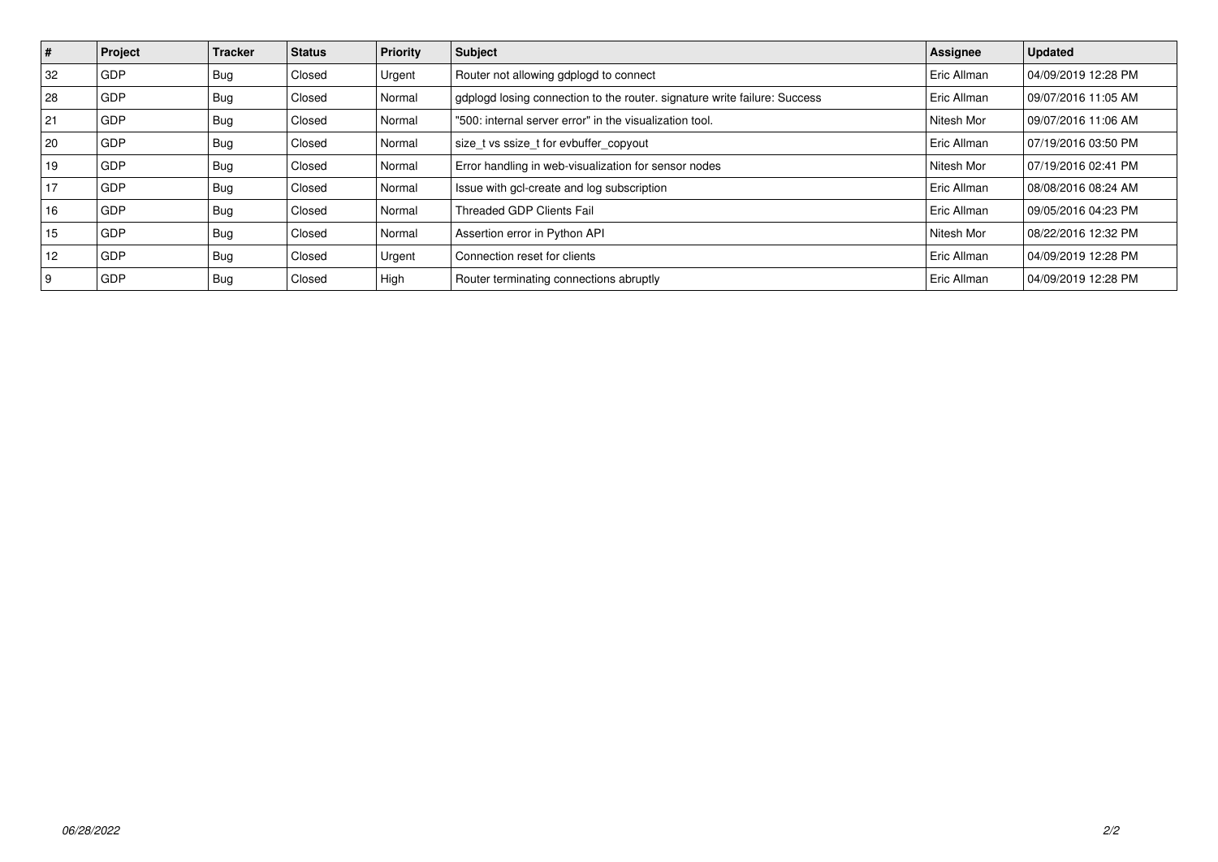| # | Project | Tracker | Status | Priority | Subject | Assignee | Updated |
|---|---|---|---|---|---|---|---|
| 32 | GDP | Bug | Closed | Urgent | Router not allowing gdplogd to connect | Eric Allman | 04/09/2019 12:28 PM |
| 28 | GDP | Bug | Closed | Normal | gdplogd losing connection to the router. signature write failure: Success | Eric Allman | 09/07/2016 11:05 AM |
| 21 | GDP | Bug | Closed | Normal | "500: internal server error" in the visualization tool. | Nitesh Mor | 09/07/2016 11:06 AM |
| 20 | GDP | Bug | Closed | Normal | size_t vs ssize_t for evbuffer_copyout | Eric Allman | 07/19/2016 03:50 PM |
| 19 | GDP | Bug | Closed | Normal | Error handling in web-visualization for sensor nodes | Nitesh Mor | 07/19/2016 02:41 PM |
| 17 | GDP | Bug | Closed | Normal | Issue with gcl-create and log subscription | Eric Allman | 08/08/2016 08:24 AM |
| 16 | GDP | Bug | Closed | Normal | Threaded GDP Clients Fail | Eric Allman | 09/05/2016 04:23 PM |
| 15 | GDP | Bug | Closed | Normal | Assertion error in Python API | Nitesh Mor | 08/22/2016 12:32 PM |
| 12 | GDP | Bug | Closed | Urgent | Connection reset for clients | Eric Allman | 04/09/2019 12:28 PM |
| 9 | GDP | Bug | Closed | High | Router terminating connections abruptly | Eric Allman | 04/09/2019 12:28 PM |